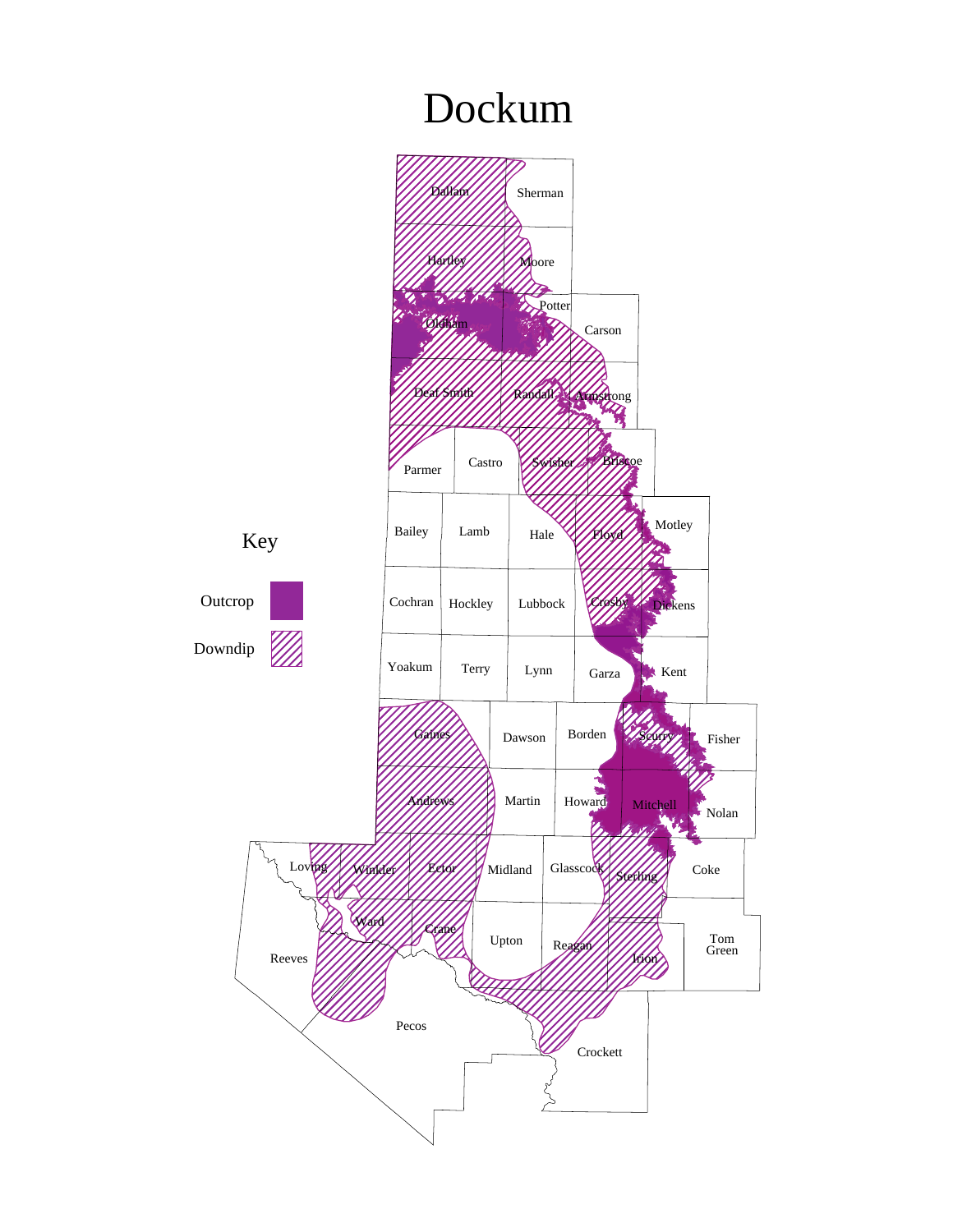# Dockum

Key

Outcrop

Downdip

Dallam
Sherman
Hartley
Moore
Oldham
Potter
Carson
Deaf Smith
Randall
Armstrong
Parmer
Castro
Swisher
Briscoe
Bailey
Lamb
Hale
Floyd
Motley
Cochran
Hockley
Lubbock
Crosby
Dickens
Yoakum
Terry
Lynn
Garza
Kent
Gaines
Dawson
Borden
Scurry
Fisher
Andrews
Martin
Howard
Mitchell
Nolan
Loving
Winkler
Ector
Midland
Glasscock
Sterling
Coke
Ward
Crane
Upton
Reagan
Irion
Tom Green
Reeves
Pecos
Crockett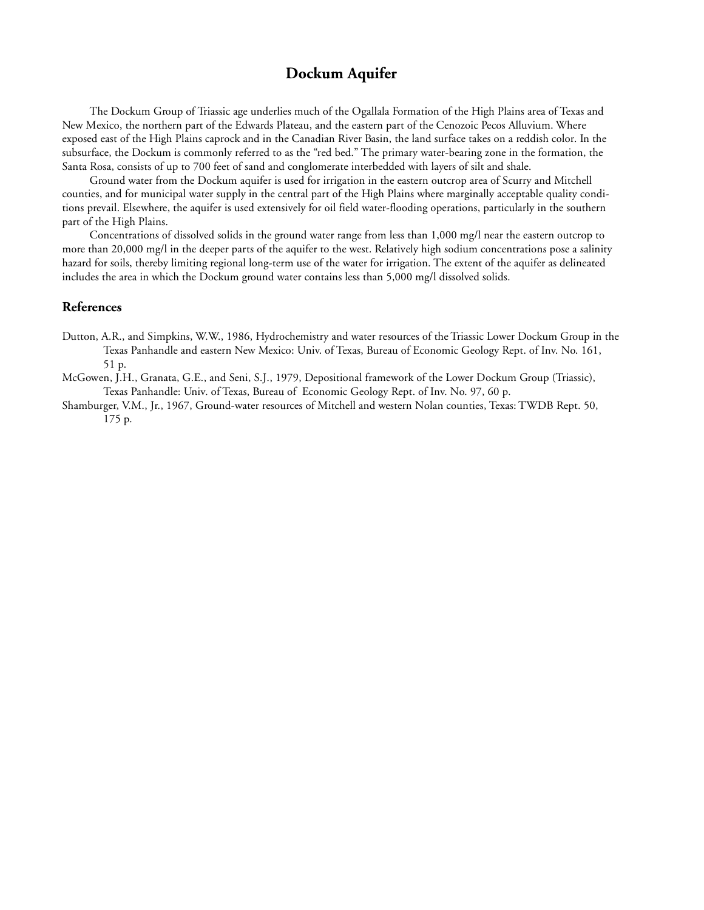# Dockum Aquifer

The Dockum Group of Triassic age underlies much of the Ogallala Formation of the High Plains area of Texas and New Mexico, the northern part of the Edwards Plateau, and the eastern part of the Cenozoic Pecos Alluvium. Where exposed east of the High Plains caprock and in the Canadian River Basin, the land surface takes on a reddish color. In the subsurface, the Dockum is commonly referred to as the "red bed." The primary water-bearing zone in the formation, the Santa Rosa, consists of up to 700 feet of sand and conglomerate interbedded with layers of silt and shale.

Ground water from the Dockum aquifer is used for irrigation in the eastern outcrop area of Scurry and Mitchell counties, and for municipal water supply in the central part of the High Plains where marginally acceptable quality conditions prevail. Elsewhere, the aquifer is used extensively for oil field water-flooding operations, particularly in the southern part of the High Plains.

Concentrations of dissolved solids in the ground water range from less than 1,000 mg/l near the eastern outcrop to more than 20,000 mg/l in the deeper parts of the aquifer to the west. Relatively high sodium concentrations pose a salinity hazard for soils, thereby limiting regional long-term use of the water for irrigation. The extent of the aquifer as delineated includes the area in which the Dockum ground water contains less than 5,000 mg/l dissolved solids.

## References

Dutton, A.R., and Simpkins, W.W., 1986, Hydrochemistry and water resources of the Triassic Lower Dockum Group in the Texas Panhandle and eastern New Mexico: Univ. of Texas, Bureau of Economic Geology Rept. of Inv. No. 161, 51 p.

McGowen, J.H., Granata, G.E., and Seni, S.J., 1979, Depositional framework of the Lower Dockum Group (Triassic), Texas Panhandle: Univ. of Texas, Bureau of Economic Geology Rept. of Inv. No. 97, 60 p.

Shamburger, V.M., Jr., 1967, Ground-water resources of Mitchell and western Nolan counties, Texas: TWDB Rept. 50, 175 p.